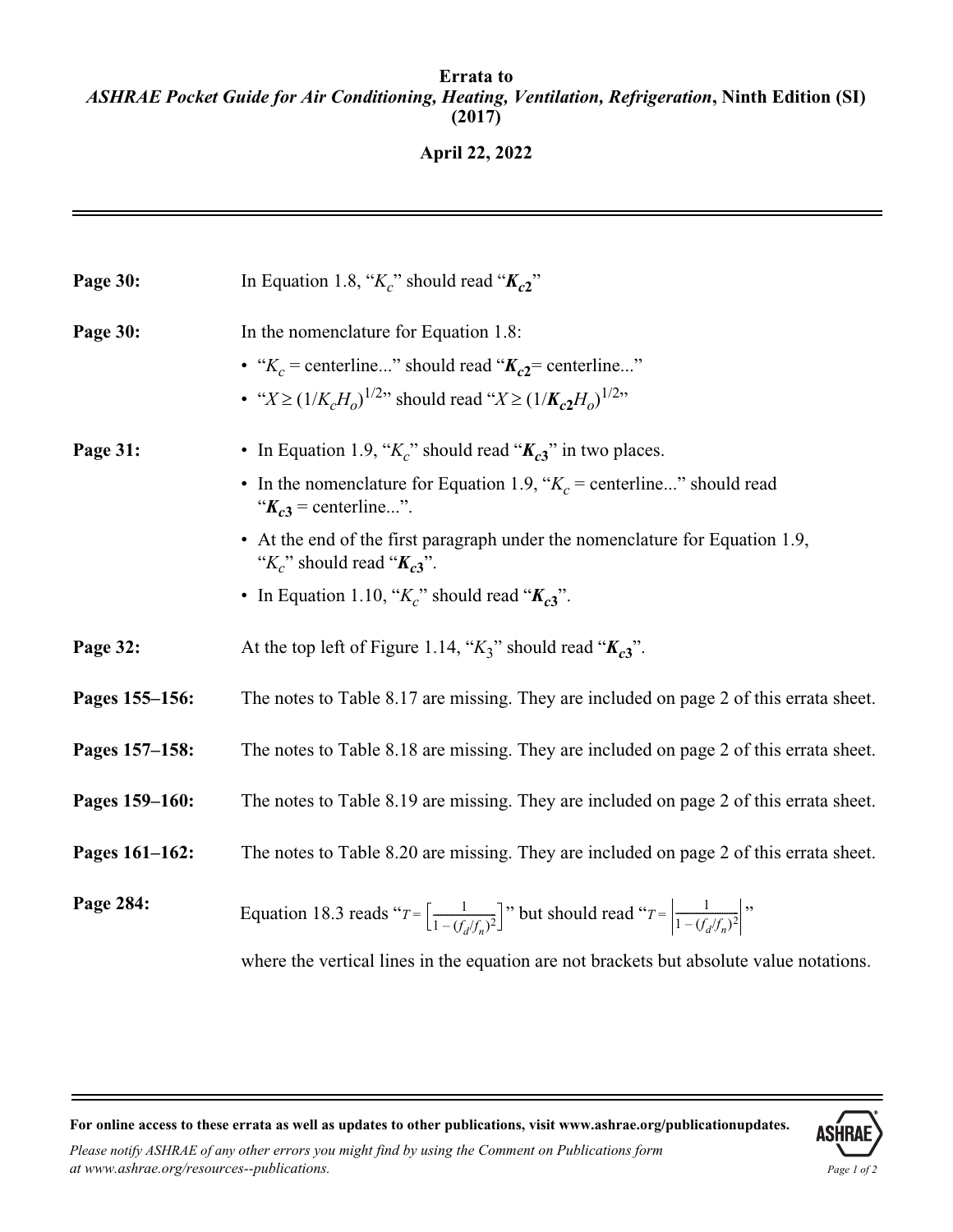**Errata to**
***ASHRAE Pocket Guide for Air Conditioning, Heating, Ventilation, Refrigeration*, Ninth Edition (SI) (2017)**

**April 22, 2022**

---

**Page 30:** In Equation 1.8, "$K_c$" should read "$\boldsymbol{K_{c2}}$"

**Page 30:** In the nomenclature for Equation 1.8:

- "$K_c$ = centerline..." should read "$\boldsymbol{K_{c2}}$= centerline..."
- "$X \geq (1/K_cH_o)^{1/2}$" should read "$X \geq (1/\boldsymbol{K_{c2}}H_o)^{1/2}$"

**Page 31:**

- In Equation 1.9, "$K_c$" should read "$\boldsymbol{K_{c3}}$" in two places.
- In the nomenclature for Equation 1.9, "$K_c$ = centerline..." should read "$\boldsymbol{K_{c3}}$ = centerline...".
- At the end of the first paragraph under the nomenclature for Equation 1.9, "$K_c$" should read "$\boldsymbol{K_{c3}}$".
- In Equation 1.10, "$K_c$" should read "$\boldsymbol{K_{c3}}$".

**Page 32:** At the top left of Figure 1.14, "$K_3$" should read "$\boldsymbol{K_{c3}}$".

**Pages 155–156:** The notes to Table 8.17 are missing. They are included on page 2 of this errata sheet.

**Pages 157–158:** The notes to Table 8.18 are missing. They are included on page 2 of this errata sheet.

**Pages 159–160:** The notes to Table 8.19 are missing. They are included on page 2 of this errata sheet.

**Pages 161–162:** The notes to Table 8.20 are missing. They are included on page 2 of this errata sheet.

**Page 284:** Equation 18.3 reads "$T = \left[\frac{1}{1-(f_d/f_n)^2}\right]$" but should read "$T = \left|\frac{1}{1-(f_d/f_n)^2}\right|$"

where the vertical lines in the equation are not brackets but absolute value notations.

---

**For online access to these errata as well as updates to other publications, visit www.ashrae.org/publicationupdates.**

*Please notify ASHRAE of any other errors you might find by using the Comment on Publications form at www.ashrae.org/resources--publications.*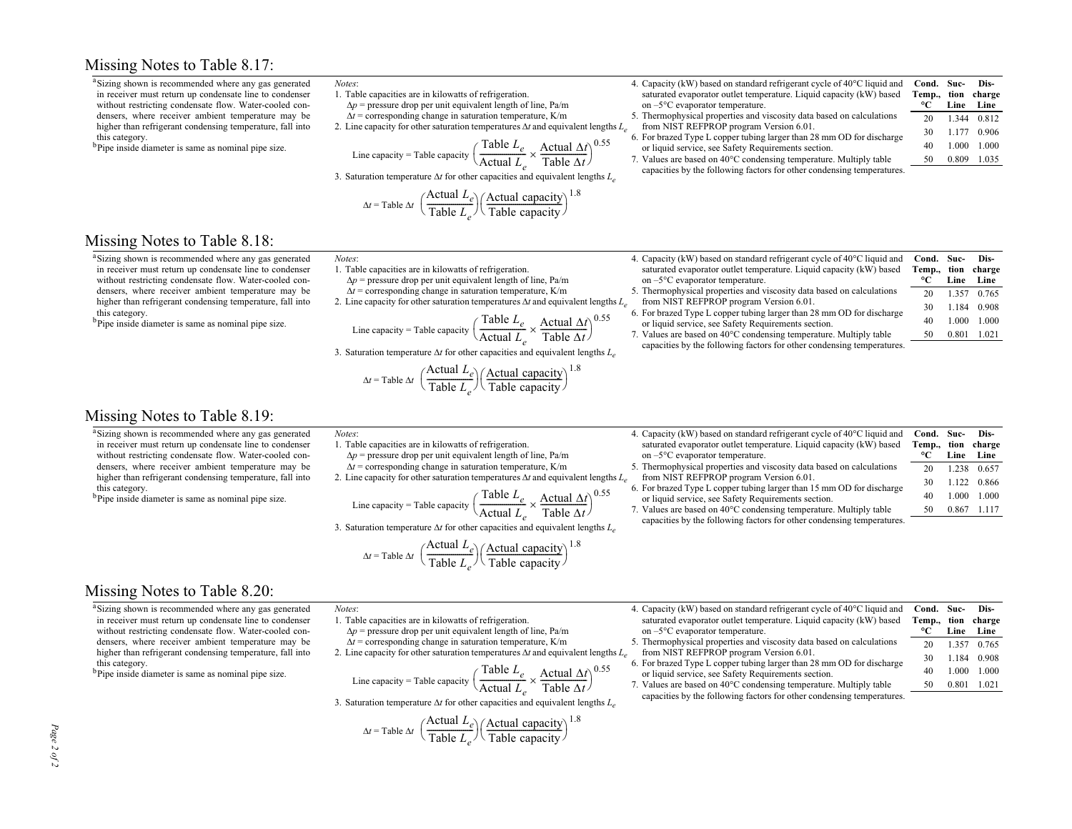## Missing Notes to Table 8.17:

[a]Sizing shown is recommended where any gas generated in receiver must return up condensate line to condenser without restricting condensate flow. Water-cooled condensers, where receiver ambient temperature may be higher than refrigerant condensing temperature, fall into this category.

[b]Pipe inside diameter is same as nominal pipe size.

*Notes*:

1. Table capacities are in kilowatts of refrigeration.
   $\Delta p$ = pressure drop per unit equivalent length of line, Pa/m
   $\Delta t$ = corresponding change in saturation temperature, K/m
2. Line capacity for other saturation temperatures $\Delta t$ and equivalent lengths $L_e$

$$\text{Line capacity} = \text{Table capacity}\left(\frac{\text{Table } L_e}{\text{Actual } L_e} \times \frac{\text{Actual } \Delta t}{\text{Table } \Delta t}\right)^{0.55}$$

3. Saturation temperature $\Delta t$ for other capacities and equivalent lengths $L_e$

$$\Delta t = \text{Table } \Delta t \left(\frac{\text{Actual } L_e}{\text{Table } L_e}\right)\left(\frac{\text{Actual capacity}}{\text{Table capacity}}\right)^{1.8}$$

4. Capacity (kW) based on standard refrigerant cycle of 40°C liquid and saturated evaporator outlet temperature. Liquid capacity (kW) based on –5°C evaporator temperature.
5. Thermophysical properties and viscosity data based on calculations from NIST REFPROP program Version 6.01.
6. For brazed Type L copper tubing larger than 28 mm OD for discharge or liquid service, see Safety Requirements section.
7. Values are based on 40°C condensing temperature. Multiply table capacities by the following factors for other condensing temperatures.

| Cond. Temp., °C | Suction Line | Discharge Line |
|---|---|---|
| 20 | 1.344 | 0.812 |
| 30 | 1.177 | 0.906 |
| 40 | 1.000 | 1.000 |
| 50 | 0.809 | 1.035 |

## Missing Notes to Table 8.18:

[a]Sizing shown is recommended where any gas generated in receiver must return up condensate line to condenser without restricting condensate flow. Water-cooled condensers, where receiver ambient temperature may be higher than refrigerant condensing temperature, fall into this category.

[b]Pipe inside diameter is same as nominal pipe size.

*Notes*:

1. Table capacities are in kilowatts of refrigeration.
   $\Delta p$ = pressure drop per unit equivalent length of line, Pa/m
   $\Delta t$ = corresponding change in saturation temperature, K/m
2. Line capacity for other saturation temperatures $\Delta t$ and equivalent lengths $L_e$

$$\text{Line capacity} = \text{Table capacity}\left(\frac{\text{Table } L_e}{\text{Actual } L_e} \times \frac{\text{Actual } \Delta t}{\text{Table } \Delta t}\right)^{0.55}$$

3. Saturation temperature $\Delta t$ for other capacities and equivalent lengths $L_e$

$$\Delta t = \text{Table } \Delta t \left(\frac{\text{Actual } L_e}{\text{Table } L_e}\right)\left(\frac{\text{Actual capacity}}{\text{Table capacity}}\right)^{1.8}$$

4. Capacity (kW) based on standard refrigerant cycle of 40°C liquid and saturated evaporator outlet temperature. Liquid capacity (kW) based on –5°C evaporator temperature.
5. Thermophysical properties and viscosity data based on calculations from NIST REFPROP program Version 6.01.
6. For brazed Type L copper tubing larger than 28 mm OD for discharge or liquid service, see Safety Requirements section.
7. Values are based on 40°C condensing temperature. Multiply table capacities by the following factors for other condensing temperatures.

| Cond. Temp., °C | Suction Line | Discharge Line |
|---|---|---|
| 20 | 1.357 | 0.765 |
| 30 | 1.184 | 0.908 |
| 40 | 1.000 | 1.000 |
| 50 | 0.801 | 1.021 |

## Missing Notes to Table 8.19:

[a]Sizing shown is recommended where any gas generated in receiver must return up condensate line to condenser without restricting condensate flow. Water-cooled condensers, where receiver ambient temperature may be higher than refrigerant condensing temperature, fall into this category.

[b]Pipe inside diameter is same as nominal pipe size.

*Notes*:

1. Table capacities are in kilowatts of refrigeration.
   $\Delta p$ = pressure drop per unit equivalent length of line, Pa/m
   $\Delta t$ = corresponding change in saturation temperature, K/m
2. Line capacity for other saturation temperatures $\Delta t$ and equivalent lengths $L_e$

$$\text{Line capacity} = \text{Table capacity}\left(\frac{\text{Table } L_e}{\text{Actual } L_e} \times \frac{\text{Actual } \Delta t}{\text{Table } \Delta t}\right)^{0.55}$$

3. Saturation temperature $\Delta t$ for other capacities and equivalent lengths $L_e$

$$\Delta t = \text{Table } \Delta t \left(\frac{\text{Actual } L_e}{\text{Table } L_e}\right)\left(\frac{\text{Actual capacity}}{\text{Table capacity}}\right)^{1.8}$$

4. Capacity (kW) based on standard refrigerant cycle of 40°C liquid and saturated evaporator outlet temperature. Liquid capacity (kW) based on –5°C evaporator temperature.
5. Thermophysical properties and viscosity data based on calculations from NIST REFPROP program Version 6.01.
6. For brazed Type L copper tubing larger than 15 mm OD for discharge or liquid service, see Safety Requirements section.
7. Values are based on 40°C condensing temperature. Multiply table capacities by the following factors for other condensing temperatures.

| Cond. Temp., °C | Suction Line | Discharge Line |
|---|---|---|
| 20 | 1.238 | 0.657 |
| 30 | 1.122 | 0.866 |
| 40 | 1.000 | 1.000 |
| 50 | 0.867 | 1.117 |

## Missing Notes to Table 8.20:

[a]Sizing shown is recommended where any gas generated in receiver must return up condensate line to condenser without restricting condensate flow. Water-cooled condensers, where receiver ambient temperature may be higher than refrigerant condensing temperature, fall into this category.

[b]Pipe inside diameter is same as nominal pipe size.

*Notes*:

1. Table capacities are in kilowatts of refrigeration.
   $\Delta p$ = pressure drop per unit equivalent length of line, Pa/m
   $\Delta t$ = corresponding change in saturation temperature, K/m
2. Line capacity for other saturation temperatures $\Delta t$ and equivalent lengths $L_e$

$$\text{Line capacity} = \text{Table capacity}\left(\frac{\text{Table } L_e}{\text{Actual } L_e} \times \frac{\text{Actual } \Delta t}{\text{Table } \Delta t}\right)^{0.55}$$

3. Saturation temperature $\Delta t$ for other capacities and equivalent lengths $L_e$

$$\Delta t = \text{Table } \Delta t \left(\frac{\text{Actual } L_e}{\text{Table } L_e}\right)\left(\frac{\text{Actual capacity}}{\text{Table capacity}}\right)^{1.8}$$

4. Capacity (kW) based on standard refrigerant cycle of 40°C liquid and saturated evaporator outlet temperature. Liquid capacity (kW) based on –5°C evaporator temperature.
5. Thermophysical properties and viscosity data based on calculations from NIST REFPROP program Version 6.01.
6. For brazed Type L copper tubing larger than 28 mm OD for discharge or liquid service, see Safety Requirements section.
7. Values are based on 40°C condensing temperature. Multiply table capacities by the following factors for other condensing temperatures.

| Cond. Temp., °C | Suction Line | Discharge Line |
|---|---|---|
| 20 | 1.357 | 0.765 |
| 30 | 1.184 | 0.908 |
| 40 | 1.000 | 1.000 |
| 50 | 0.801 | 1.021 |